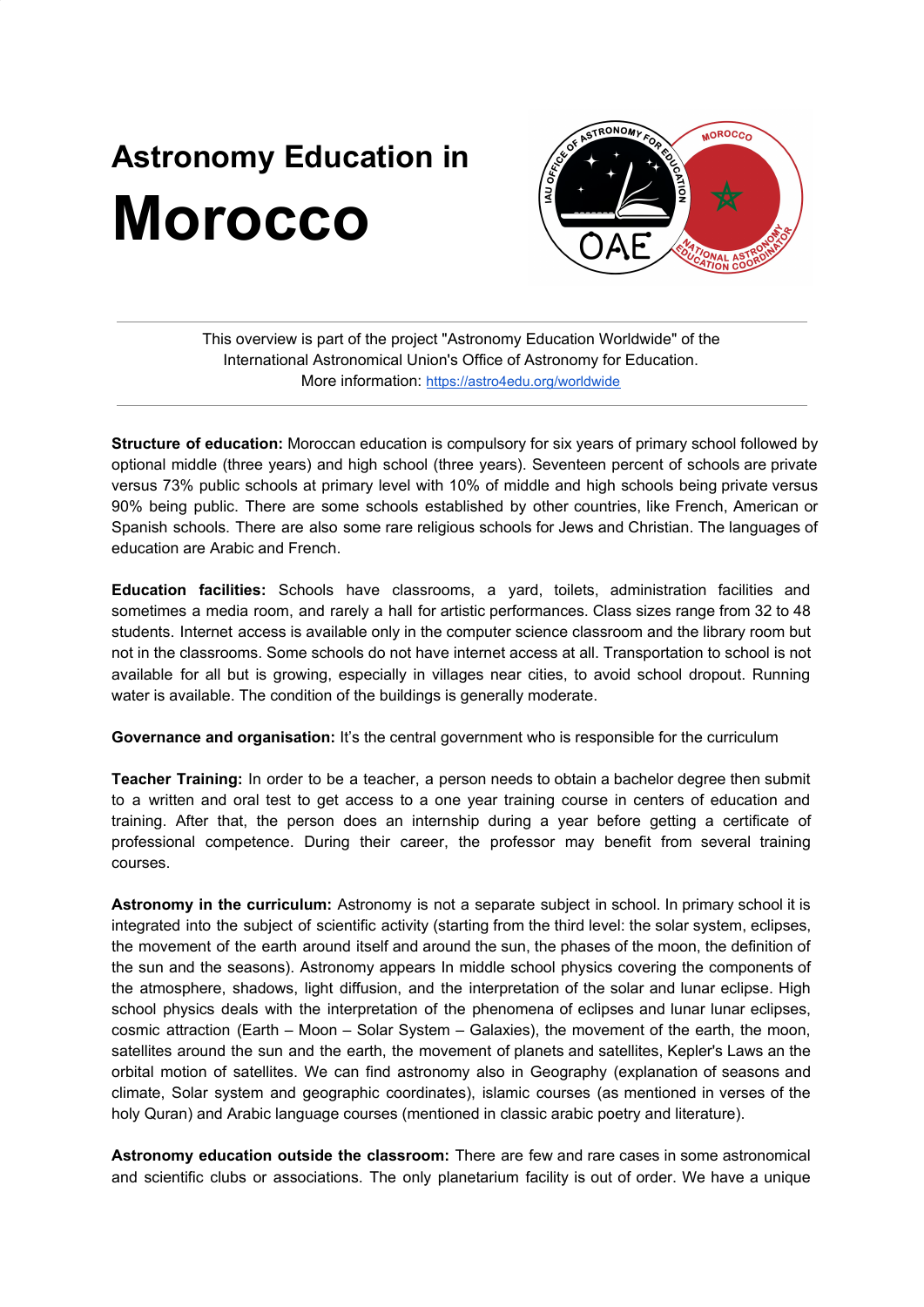# Astronomy Education in
# Morocco

---

This overview is part of the project "Astronomy Education Worldwide" of the International Astronomical Union's Office of Astronomy for Education.
More information: [https://astro4edu.org/worldwide](https://astro4edu.org/worldwide)

---

**Structure of education:** Moroccan education is compulsory for six years of primary school followed by optional middle (three years) and high school (three years). Seventeen percent of schools are private versus 73% public schools at primary level with 10% of middle and high schools being private versus 90% being public. There are some schools established by other countries, like French, American or Spanish schools. There are also some rare religious schools for Jews and Christian. The languages of education are Arabic and French.

**Education facilities:** Schools have classrooms, a yard, toilets, administration facilities and sometimes a media room, and rarely a hall for artistic performances. Class sizes range from 32 to 48 students. Internet access is available only in the computer science classroom and the library room but not in the classrooms. Some schools do not have internet access at all. Transportation to school is not available for all but is growing, especially in villages near cities, to avoid school dropout. Running water is available. The condition of the buildings is generally moderate.

**Governance and organisation:** It's the central government who is responsible for the curriculum

**Teacher Training:** In order to be a teacher, a person needs to obtain a bachelor degree then submit to a written and oral test to get access to a one year training course in centers of education and training. After that, the person does an internship during a year before getting a certificate of professional competence. During their career, the professor may benefit from several training courses.

**Astronomy in the curriculum:** Astronomy is not a separate subject in school. In primary school it is integrated into the subject of scientific activity (starting from the third level: the solar system, eclipses, the movement of the earth around itself and around the sun, the phases of the moon, the definition of the sun and the seasons). Astronomy appears In middle school physics covering the components of the atmosphere, shadows, light diffusion, and the interpretation of the solar and lunar eclipse. High school physics deals with the interpretation of the phenomena of eclipses and lunar lunar eclipses, cosmic attraction (Earth – Moon – Solar System – Galaxies), the movement of the earth, the moon, satellites around the sun and the earth, the movement of planets and satellites, Kepler's Laws an the orbital motion of satellites. We can find astronomy also in Geography (explanation of seasons and climate, Solar system and geographic coordinates), islamic courses (as mentioned in verses of the holy Quran) and Arabic language courses (mentioned in classic arabic poetry and literature).

**Astronomy education outside the classroom:** There are few and rare cases in some astronomical and scientific clubs or associations. The only planetarium facility is out of order. We have a unique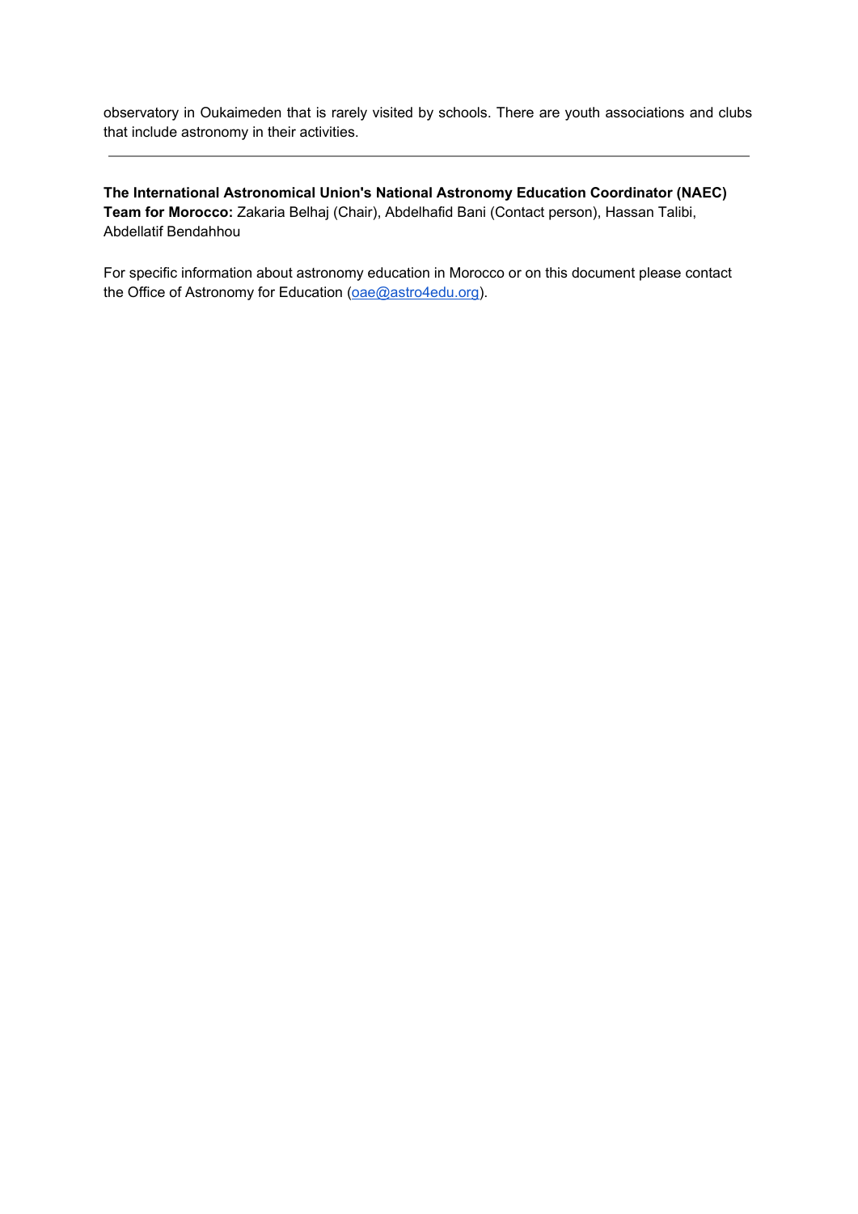observatory in Oukaimeden that is rarely visited by schools. There are youth associations and clubs that include astronomy in their activities.

---

**The International Astronomical Union's National Astronomy Education Coordinator (NAEC) Team for Morocco:** Zakaria Belhaj (Chair), Abdelhafid Bani (Contact person), Hassan Talibi, Abdellatif Bendahhou

For specific information about astronomy education in Morocco or on this document please contact the Office of Astronomy for Education (oae@astro4edu.org).